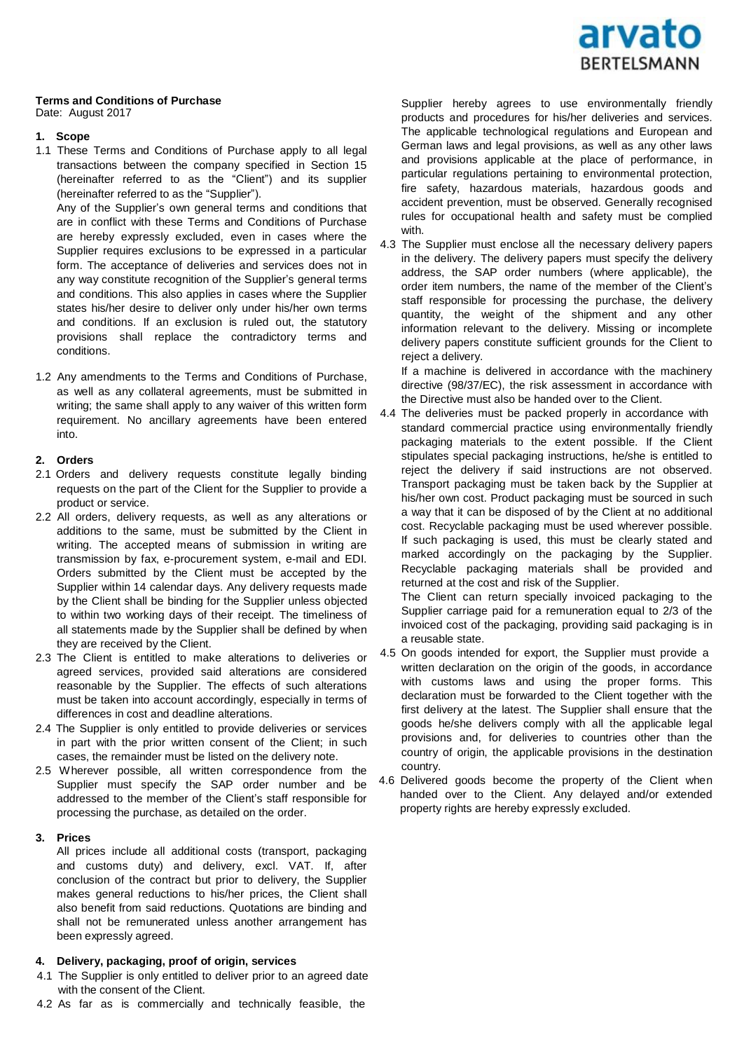**Terms and Conditions of Purchase**
Date: August 2017

**1. Scope**

1.1 These Terms and Conditions of Purchase apply to all legal transactions between the company specified in Section 15 (hereinafter referred to as the "Client") and its supplier (hereinafter referred to as the "Supplier").

Any of the Supplier's own general terms and conditions that are in conflict with these Terms and Conditions of Purchase are hereby expressly excluded, even in cases where the Supplier requires exclusions to be expressed in a particular form. The acceptance of deliveries and services does not in any way constitute recognition of the Supplier's general terms and conditions. This also applies in cases where the Supplier states his/her desire to deliver only under his/her own terms and conditions. If an exclusion is ruled out, the statutory provisions shall replace the contradictory terms and conditions.

1.2 Any amendments to the Terms and Conditions of Purchase, as well as any collateral agreements, must be submitted in writing; the same shall apply to any waiver of this written form requirement. No ancillary agreements have been entered into.

**2. Orders**

2.1 Orders and delivery requests constitute legally binding requests on the part of the Client for the Supplier to provide a product or service.

2.2 All orders, delivery requests, as well as any alterations or additions to the same, must be submitted by the Client in writing. The accepted means of submission in writing are transmission by fax, e-procurement system, e-mail and EDI. Orders submitted by the Client must be accepted by the Supplier within 14 calendar days. Any delivery requests made by the Client shall be binding for the Supplier unless objected to within two working days of their receipt. The timeliness of all statements made by the Supplier shall be defined by when they are received by the Client.

2.3 The Client is entitled to make alterations to deliveries or agreed services, provided said alterations are considered reasonable by the Supplier. The effects of such alterations must be taken into account accordingly, especially in terms of differences in cost and deadline alterations.

2.4 The Supplier is only entitled to provide deliveries or services in part with the prior written consent of the Client; in such cases, the remainder must be listed on the delivery note.

2.5 Wherever possible, all written correspondence from the Supplier must specify the SAP order number and be addressed to the member of the Client's staff responsible for processing the purchase, as detailed on the order.

**3. Prices**

All prices include all additional costs (transport, packaging and customs duty) and delivery, excl. VAT. If, after conclusion of the contract but prior to delivery, the Supplier makes general reductions to his/her prices, the Client shall also benefit from said reductions. Quotations are binding and shall not be remunerated unless another arrangement has been expressly agreed.

**4. Delivery, packaging, proof of origin, services**

4.1 The Supplier is only entitled to deliver prior to an agreed date with the consent of the Client.

4.2 As far as is commercially and technically feasible, the Supplier hereby agrees to use environmentally friendly products and procedures for his/her deliveries and services. The applicable technological regulations and European and German laws and legal provisions, as well as any other laws and provisions applicable at the place of performance, in particular regulations pertaining to environmental protection, fire safety, hazardous materials, hazardous goods and accident prevention, must be observed. Generally recognised rules for occupational health and safety must be complied with.

4.3 The Supplier must enclose all the necessary delivery papers in the delivery. The delivery papers must specify the delivery address, the SAP order numbers (where applicable), the order item numbers, the name of the member of the Client's staff responsible for processing the purchase, the delivery quantity, the weight of the shipment and any other information relevant to the delivery. Missing or incomplete delivery papers constitute sufficient grounds for the Client to reject a delivery.

If a machine is delivered in accordance with the machinery directive (98/37/EC), the risk assessment in accordance with the Directive must also be handed over to the Client.

4.4 The deliveries must be packed properly in accordance with standard commercial practice using environmentally friendly packaging materials to the extent possible. If the Client stipulates special packaging instructions, he/she is entitled to reject the delivery if said instructions are not observed. Transport packaging must be taken back by the Supplier at his/her own cost. Product packaging must be sourced in such a way that it can be disposed of by the Client at no additional cost. Recyclable packaging must be used wherever possible. If such packaging is used, this must be clearly stated and marked accordingly on the packaging by the Supplier. Recyclable packaging materials shall be provided and returned at the cost and risk of the Supplier.

The Client can return specially invoiced packaging to the Supplier carriage paid for a remuneration equal to 2/3 of the invoiced cost of the packaging, providing said packaging is in a reusable state.

4.5 On goods intended for export, the Supplier must provide a written declaration on the origin of the goods, in accordance with customs laws and using the proper forms. This declaration must be forwarded to the Client together with the first delivery at the latest. The Supplier shall ensure that the goods he/she delivers comply with all the applicable legal provisions and, for deliveries to countries other than the country of origin, the applicable provisions in the destination country.

4.6 Delivered goods become the property of the Client when handed over to the Client. Any delayed and/or extended property rights are hereby expressly excluded.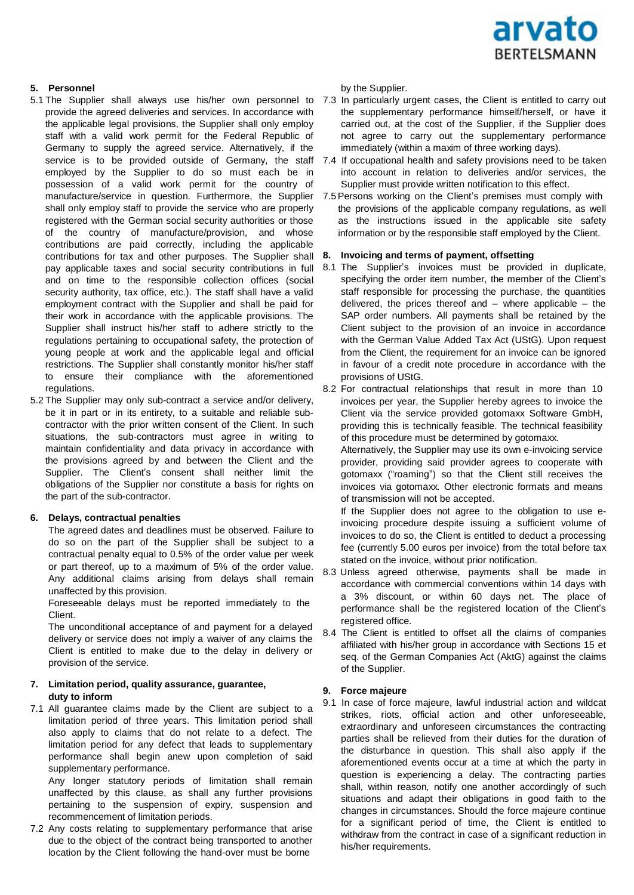## 5. Personnel

5.1 The Supplier shall always use his/her own personnel to provide the agreed deliveries and services. In accordance with the applicable legal provisions, the Supplier shall only employ staff with a valid work permit for the Federal Republic of Germany to supply the agreed service. Alternatively, if the service is to be provided outside of Germany, the staff employed by the Supplier to do so must each be in possession of a valid work permit for the country of manufacture/service in question. Furthermore, the Supplier shall only employ staff to provide the service who are properly registered with the German social security authorities or those of the country of manufacture/provision, and whose contributions are paid correctly, including the applicable contributions for tax and other purposes. The Supplier shall pay applicable taxes and social security contributions in full and on time to the responsible collection offices (social security authority, tax office, etc.). The staff shall have a valid employment contract with the Supplier and shall be paid for their work in accordance with the applicable provisions. The Supplier shall instruct his/her staff to adhere strictly to the regulations pertaining to occupational safety, the protection of young people at work and the applicable legal and official restrictions. The Supplier shall constantly monitor his/her staff to ensure their compliance with the aforementioned regulations.

5.2 The Supplier may only sub-contract a service and/or delivery, be it in part or in its entirety, to a suitable and reliable sub-contractor with the prior written consent of the Client. In such situations, the sub-contractors must agree in writing to maintain confidentiality and data privacy in accordance with the provisions agreed by and between the Client and the Supplier. The Client's consent shall neither limit the obligations of the Supplier nor constitute a basis for rights on the part of the sub-contractor.

## 6. Delays, contractual penalties

The agreed dates and deadlines must be observed. Failure to do so on the part of the Supplier shall be subject to a contractual penalty equal to 0.5% of the order value per week or part thereof, up to a maximum of 5% of the order value. Any additional claims arising from delays shall remain unaffected by this provision.

Foreseeable delays must be reported immediately to the Client.

The unconditional acceptance of and payment for a delayed delivery or service does not imply a waiver of any claims the Client is entitled to make due to the delay in delivery or provision of the service.

## 7. Limitation period, quality assurance, guarantee, duty to inform

7.1 All guarantee claims made by the Client are subject to a limitation period of three years. This limitation period shall also apply to claims that do not relate to a defect. The limitation period for any defect that leads to supplementary performance shall begin anew upon completion of said supplementary performance.

Any longer statutory periods of limitation shall remain unaffected by this clause, as shall any further provisions pertaining to the suspension of expiry, suspension and recommencement of limitation periods.

7.2 Any costs relating to supplementary performance that arise due to the object of the contract being transported to another location by the Client following the hand-over must be borne by the Supplier.

7.3 In particularly urgent cases, the Client is entitled to carry out the supplementary performance himself/herself, or have it carried out, at the cost of the Supplier, if the Supplier does not agree to carry out the supplementary performance immediately (within a maxim of three working days).

7.4 If occupational health and safety provisions need to be taken into account in relation to deliveries and/or services, the Supplier must provide written notification to this effect.

7.5 Persons working on the Client's premises must comply with the provisions of the applicable company regulations, as well as the instructions issued in the applicable site safety information or by the responsible staff employed by the Client.

## 8. Invoicing and terms of payment, offsetting

8.1 The Supplier's invoices must be provided in duplicate, specifying the order item number, the member of the Client's staff responsible for processing the purchase, the quantities delivered, the prices thereof and – where applicable – the SAP order numbers. All payments shall be retained by the Client subject to the provision of an invoice in accordance with the German Value Added Tax Act (UStG). Upon request from the Client, the requirement for an invoice can be ignored in favour of a credit note procedure in accordance with the provisions of UStG.

8.2 For contractual relationships that result in more than 10 invoices per year, the Supplier hereby agrees to invoice the Client via the service provided gotomaxx Software GmbH, providing this is technically feasible. The technical feasibility of this procedure must be determined by gotomaxx.

Alternatively, the Supplier may use its own e-invoicing service provider, providing said provider agrees to cooperate with gotomaxx ("roaming") so that the Client still receives the invoices via gotomaxx. Other electronic formats and means of transmission will not be accepted.

If the Supplier does not agree to the obligation to use e-invoicing procedure despite issuing a sufficient volume of invoices to do so, the Client is entitled to deduct a processing fee (currently 5.00 euros per invoice) from the total before tax stated on the invoice, without prior notification.

8.3 Unless agreed otherwise, payments shall be made in accordance with commercial conventions within 14 days with a 3% discount, or within 60 days net. The place of performance shall be the registered location of the Client's registered office.

8.4 The Client is entitled to offset all the claims of companies affiliated with his/her group in accordance with Sections 15 et seq. of the German Companies Act (AktG) against the claims of the Supplier.

## 9. Force majeure

9.1 In case of force majeure, lawful industrial action and wildcat strikes, riots, official action and other unforeseeable, extraordinary and unforeseen circumstances the contracting parties shall be relieved from their duties for the duration of the disturbance in question. This shall also apply if the aforementioned events occur at a time at which the party in question is experiencing a delay. The contracting parties shall, within reason, notify one another accordingly of such situations and adapt their obligations in good faith to the changes in circumstances. Should the force majeure continue for a significant period of time, the Client is entitled to withdraw from the contract in case of a significant reduction in his/her requirements.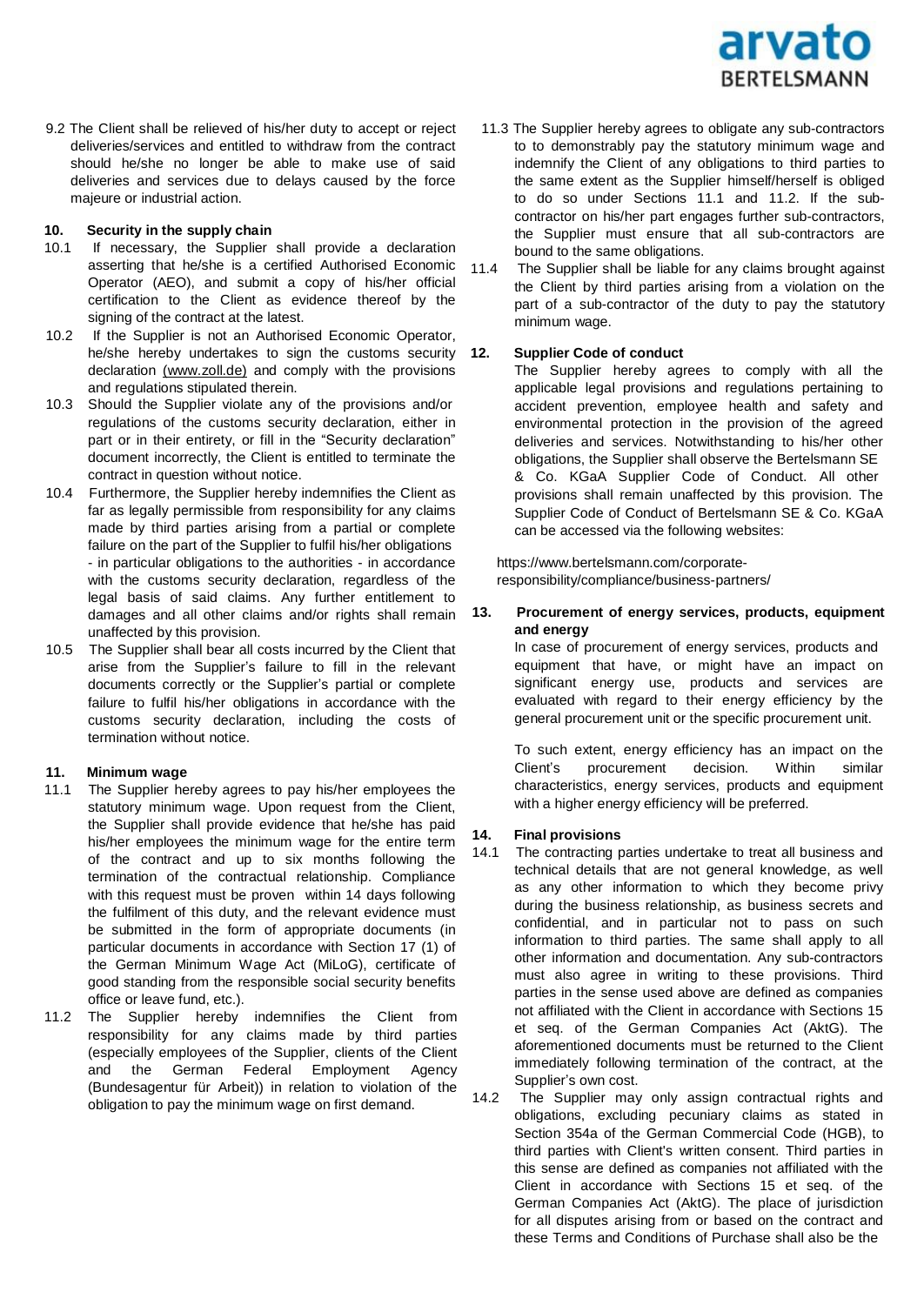9.2 The Client shall be relieved of his/her duty to accept or reject deliveries/services and entitled to withdraw from the contract should he/she no longer be able to make use of said deliveries and services due to delays caused by the force majeure or industrial action.

## 10. Security in the supply chain

10.1 If necessary, the Supplier shall provide a declaration asserting that he/she is a certified Authorised Economic Operator (AEO), and submit a copy of his/her official certification to the Client as evidence thereof by the signing of the contract at the latest.

10.2 If the Supplier is not an Authorised Economic Operator, he/she hereby undertakes to sign the customs security declaration (www.zoll.de) and comply with the provisions and regulations stipulated therein.

10.3 Should the Supplier violate any of the provisions and/or regulations of the customs security declaration, either in part or in their entirety, or fill in the "Security declaration" document incorrectly, the Client is entitled to terminate the contract in question without notice.

10.4 Furthermore, the Supplier hereby indemnifies the Client as far as legally permissible from responsibility for any claims made by third parties arising from a partial or complete failure on the part of the Supplier to fulfil his/her obligations - in particular obligations to the authorities - in accordance with the customs security declaration, regardless of the legal basis of said claims. Any further entitlement to damages and all other claims and/or rights shall remain unaffected by this provision.

10.5 The Supplier shall bear all costs incurred by the Client that arise from the Supplier's failure to fill in the relevant documents correctly or the Supplier's partial or complete failure to fulfil his/her obligations in accordance with the customs security declaration, including the costs of termination without notice.

## 11. Minimum wage

11.1 The Supplier hereby agrees to pay his/her employees the statutory minimum wage. Upon request from the Client, the Supplier shall provide evidence that he/she has paid his/her employees the minimum wage for the entire term of the contract and up to six months following the termination of the contractual relationship. Compliance with this request must be proven within 14 days following the fulfilment of this duty, and the relevant evidence must be submitted in the form of appropriate documents (in particular documents in accordance with Section 17 (1) of the German Minimum Wage Act (MiLoG), certificate of good standing from the responsible social security benefits office or leave fund, etc.).

11.2 The Supplier hereby indemnifies the Client from responsibility for any claims made by third parties (especially employees of the Supplier, clients of the Client and the German Federal Employment Agency (Bundesagentur für Arbeit)) in relation to violation of the obligation to pay the minimum wage on first demand.

11.3 The Supplier hereby agrees to obligate any sub-contractors to to demonstrably pay the statutory minimum wage and indemnify the Client of any obligations to third parties to the same extent as the Supplier himself/herself is obliged to do so under Sections 11.1 and 11.2. If the sub-contractor on his/her part engages further sub-contractors, the Supplier must ensure that all sub-contractors are bound to the same obligations.

11.4 The Supplier shall be liable for any claims brought against the Client by third parties arising from a violation on the part of a sub-contractor of the duty to pay the statutory minimum wage.

## 12. Supplier Code of conduct

The Supplier hereby agrees to comply with all the applicable legal provisions and regulations pertaining to accident prevention, employee health and safety and environmental protection in the provision of the agreed deliveries and services. Notwithstanding to his/her other obligations, the Supplier shall observe the Bertelsmann SE & Co. KGaA Supplier Code of Conduct. All other provisions shall remain unaffected by this provision. The Supplier Code of Conduct of Bertelsmann SE & Co. KGaA can be accessed via the following websites:

https://www.bertelsmann.com/corporate-responsibility/compliance/business-partners/

## 13. Procurement of energy services, products, equipment and energy

In case of procurement of energy services, products and equipment that have, or might have an impact on significant energy use, products and services are evaluated with regard to their energy efficiency by the general procurement unit or the specific procurement unit.

To such extent, energy efficiency has an impact on the Client's procurement decision. Within similar characteristics, energy services, products and equipment with a higher energy efficiency will be preferred.

## 14. Final provisions

14.1 The contracting parties undertake to treat all business and technical details that are not general knowledge, as well as any other information to which they become privy during the business relationship, as business secrets and confidential, and in particular not to pass on such information to third parties. The same shall apply to all other information and documentation. Any sub-contractors must also agree in writing to these provisions. Third parties in the sense used above are defined as companies not affiliated with the Client in accordance with Sections 15 et seq. of the German Companies Act (AktG). The aforementioned documents must be returned to the Client immediately following termination of the contract, at the Supplier's own cost.

14.2 The Supplier may only assign contractual rights and obligations, excluding pecuniary claims as stated in Section 354a of the German Commercial Code (HGB), to third parties with Client's written consent. Third parties in this sense are defined as companies not affiliated with the Client in accordance with Sections 15 et seq. of the German Companies Act (AktG). The place of jurisdiction for all disputes arising from or based on the contract and these Terms and Conditions of Purchase shall also be the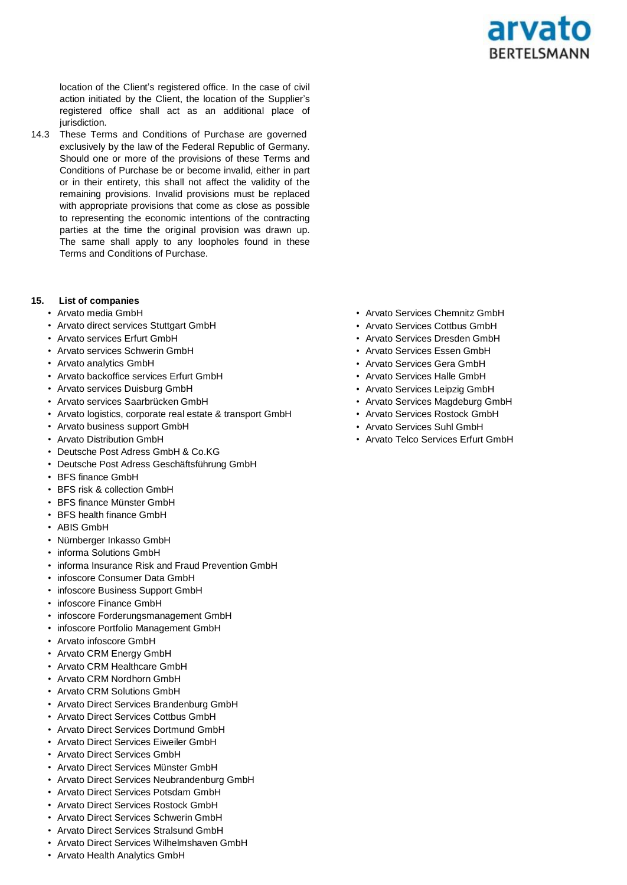location of the Client's registered office. In the case of civil action initiated by the Client, the location of the Supplier's registered office shall act as an additional place of jurisdiction.

14.3 These Terms and Conditions of Purchase are governed exclusively by the law of the Federal Republic of Germany. Should one or more of the provisions of these Terms and Conditions of Purchase be or become invalid, either in part or in their entirety, this shall not affect the validity of the remaining provisions. Invalid provisions must be replaced with appropriate provisions that come as close as possible to representing the economic intentions of the contracting parties at the time the original provision was drawn up. The same shall apply to any loopholes found in these Terms and Conditions of Purchase.

**15. List of companies**

- Arvato media GmbH
- Arvato direct services Stuttgart GmbH
- Arvato services Erfurt GmbH
- Arvato services Schwerin GmbH
- Arvato analytics GmbH
- Arvato backoffice services Erfurt GmbH
- Arvato services Duisburg GmbH
- Arvato services Saarbrücken GmbH
- Arvato logistics, corporate real estate & transport GmbH
- Arvato business support GmbH
- Arvato Distribution GmbH
- Deutsche Post Adress GmbH & Co.KG
- Deutsche Post Adress Geschäftsführung GmbH
- BFS finance GmbH
- BFS risk & collection GmbH
- BFS finance Münster GmbH
- BFS health finance GmbH
- ABIS GmbH
- Nürnberger Inkasso GmbH
- informa Solutions GmbH
- informa Insurance Risk and Fraud Prevention GmbH
- infoscore Consumer Data GmbH
- infoscore Business Support GmbH
- infoscore Finance GmbH
- infoscore Forderungsmanagement GmbH
- infoscore Portfolio Management GmbH
- Arvato infoscore GmbH
- Arvato CRM Energy GmbH
- Arvato CRM Healthcare GmbH
- Arvato CRM Nordhorn GmbH
- Arvato CRM Solutions GmbH
- Arvato Direct Services Brandenburg GmbH
- Arvato Direct Services Cottbus GmbH
- Arvato Direct Services Dortmund GmbH
- Arvato Direct Services Eiweiler GmbH
- Arvato Direct Services GmbH
- Arvato Direct Services Münster GmbH
- Arvato Direct Services Neubrandenburg GmbH
- Arvato Direct Services Potsdam GmbH
- Arvato Direct Services Rostock GmbH
- Arvato Direct Services Schwerin GmbH
- Arvato Direct Services Stralsund GmbH
- Arvato Direct Services Wilhelmshaven GmbH
- Arvato Health Analytics GmbH
- Arvato Services Chemnitz GmbH
- Arvato Services Cottbus GmbH
- Arvato Services Dresden GmbH
- Arvato Services Essen GmbH
- Arvato Services Gera GmbH
- Arvato Services Halle GmbH
- Arvato Services Leipzig GmbH
- Arvato Services Magdeburg GmbH
- Arvato Services Rostock GmbH
- Arvato Services Suhl GmbH
- Arvato Telco Services Erfurt GmbH